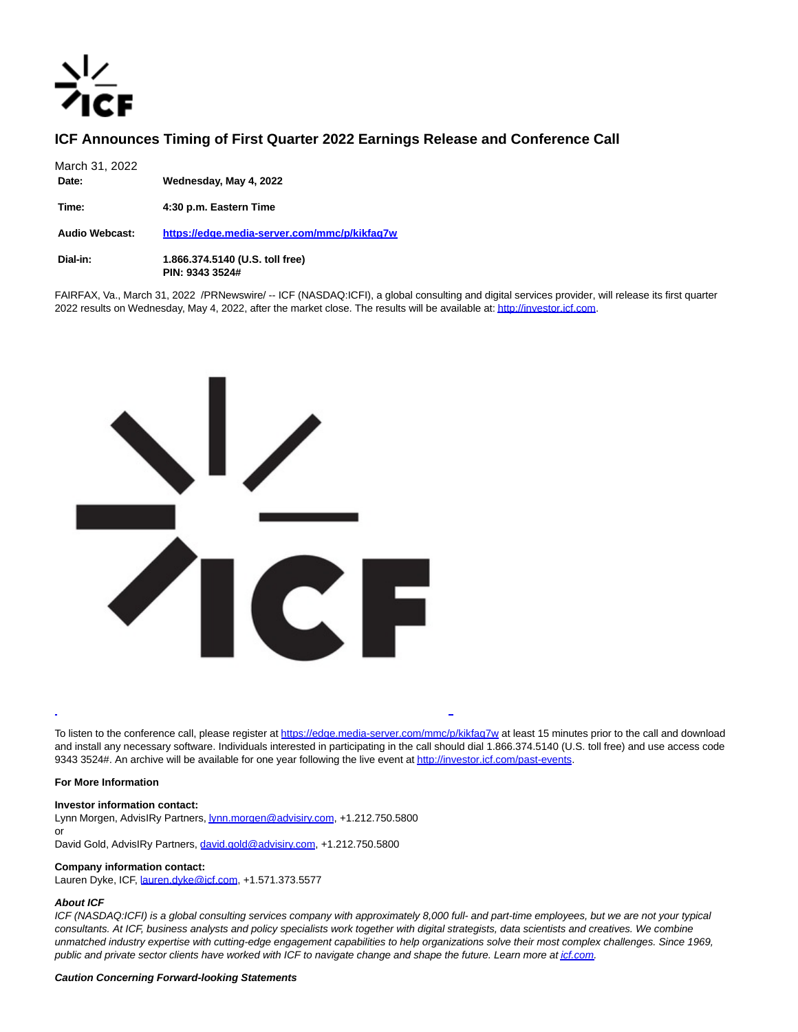# ICF Announces Timing of First Quarter 2022 Earnings Release and Conference Call

March 31, 2022

| | |
|---|---|
| **Date:** | **Wednesday, May 4, 2022** |
| **Time:** | **4:30 p.m. Eastern Time** |
| **Audio Webcast:** | **https://edge.media-server.com/mmc/p/kikfaq7w** |
| **Dial-in:** | **1.866.374.5140 (U.S. toll free)**<br>**PIN: 9343 3524#** |

FAIRFAX, Va., March 31, 2022 /PRNewswire/ -- ICF (NASDAQ:ICFI), a global consulting and digital services provider, will release its first quarter 2022 results on Wednesday, May 4, 2022, after the market close. The results will be available at: http://investor.icf.com.

To listen to the conference call, please register at https://edge.media-server.com/mmc/p/kikfaq7w at least 15 minutes prior to the call and download and install any necessary software. Individuals interested in participating in the call should dial 1.866.374.5140 (U.S. toll free) and use access code 9343 3524#. An archive will be available for one year following the live event at http://investor.icf.com/past-events.

**For More Information**

**Investor information contact:**
Lynn Morgen, AdvisIRy Partners, lynn.morgen@advisiry.com, +1.212.750.5800
or
David Gold, AdvisIRy Partners, david.gold@advisiry.com, +1.212.750.5800

**Company information contact:**
Lauren Dyke, ICF, lauren.dyke@icf.com, +1.571.373.5577

***About ICF***

*ICF (NASDAQ:ICFI) is a global consulting services company with approximately 8,000 full- and part-time employees, but we are not your typical consultants. At ICF, business analysts and policy specialists work together with digital strategists, data scientists and creatives. We combine unmatched industry expertise with cutting-edge engagement capabilities to help organizations solve their most complex challenges. Since 1969, public and private sector clients have worked with ICF to navigate change and shape the future. Learn more at icf.com.*

***Caution Concerning Forward-looking Statements***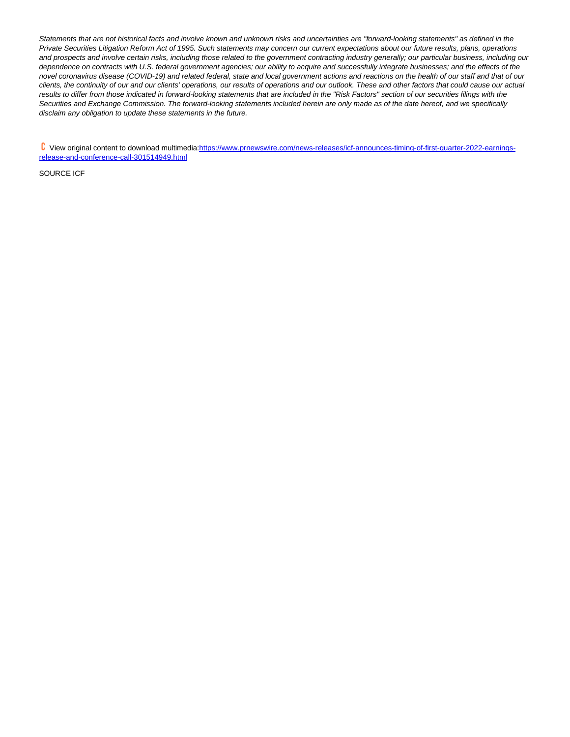*Statements that are not historical facts and involve known and unknown risks and uncertainties are "forward-looking statements" as defined in the Private Securities Litigation Reform Act of 1995. Such statements may concern our current expectations about our future results, plans, operations and prospects and involve certain risks, including those related to the government contracting industry generally; our particular business, including our dependence on contracts with U.S. federal government agencies; our ability to acquire and successfully integrate businesses; and the effects of the novel coronavirus disease (COVID-19) and related federal, state and local government actions and reactions on the health of our staff and that of our clients, the continuity of our and our clients' operations, our results of operations and our outlook. These and other factors that could cause our actual results to differ from those indicated in forward-looking statements that are included in the "Risk Factors" section of our securities filings with the Securities and Exchange Commission. The forward-looking statements included herein are only made as of the date hereof, and we specifically disclaim any obligation to update these statements in the future.*

View original content to download multimedia:[https://www.prnewswire.com/news-releases/icf-announces-timing-of-first-quarter-2022-earnings-release-and-conference-call-301514949.html](https://www.prnewswire.com/news-releases/icf-announces-timing-of-first-quarter-2022-earnings-release-and-conference-call-301514949.html)

SOURCE ICF